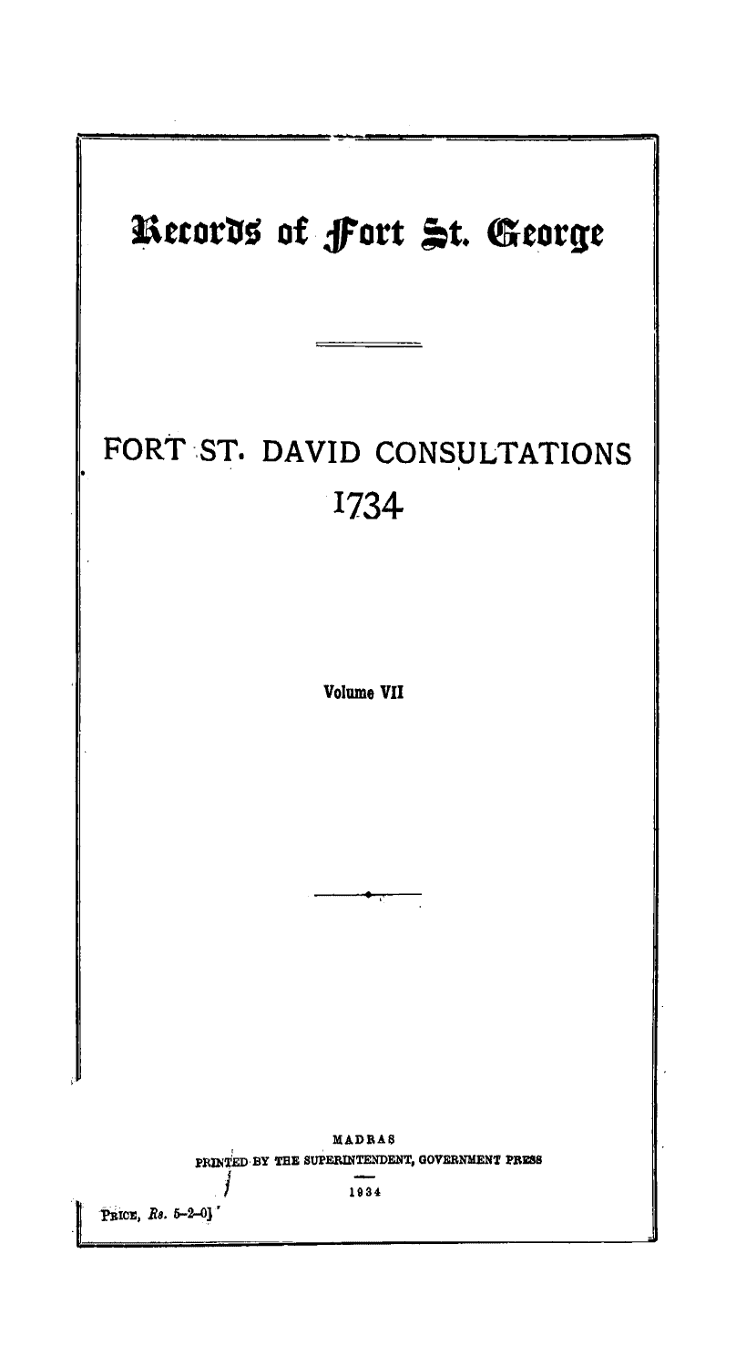# Records of Fort St. George

## FORT ST. DAVID CONSULTATIONS

## 1734

Volume VII

MADRAS

PRINTED BY THE SUPERINTENDENT, GOVERNMENT PRESS

1934

PRICE, Rs. 5-2-0]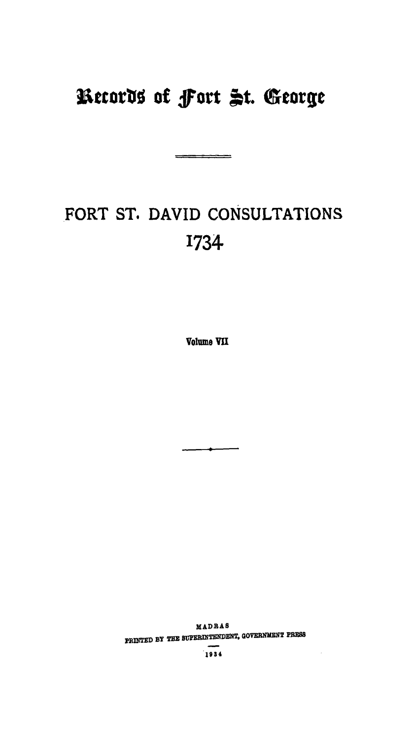# Records of Fort St. George

## FORT ST. DAVID CONSULTATIONS

## 1734

Volume VII

MADRAS

PRINTED BY THE SUPERINTENDENT, GOVERNMENT PRESS

1934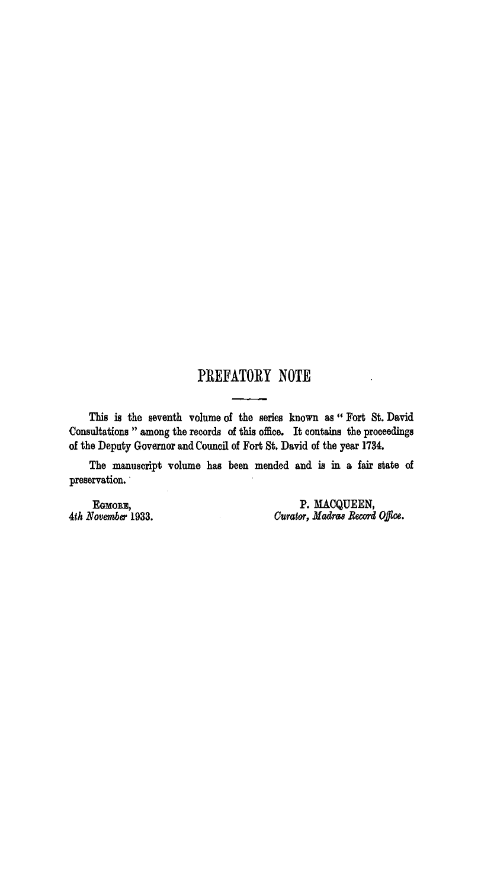# PREFATORY NOTE

This is the seventh volume of the series known as "Fort St. David Consultations" among the records of this office. It contains the proceedings of the Deputy Governor and Council of Fort St. David of the year 1734.

The manuscript volume has been mended and is in a fair state of preservation.

EGMORE,
*4th November* 1933.

P. MACQUEEN,
*Curator, Madras Record Office.*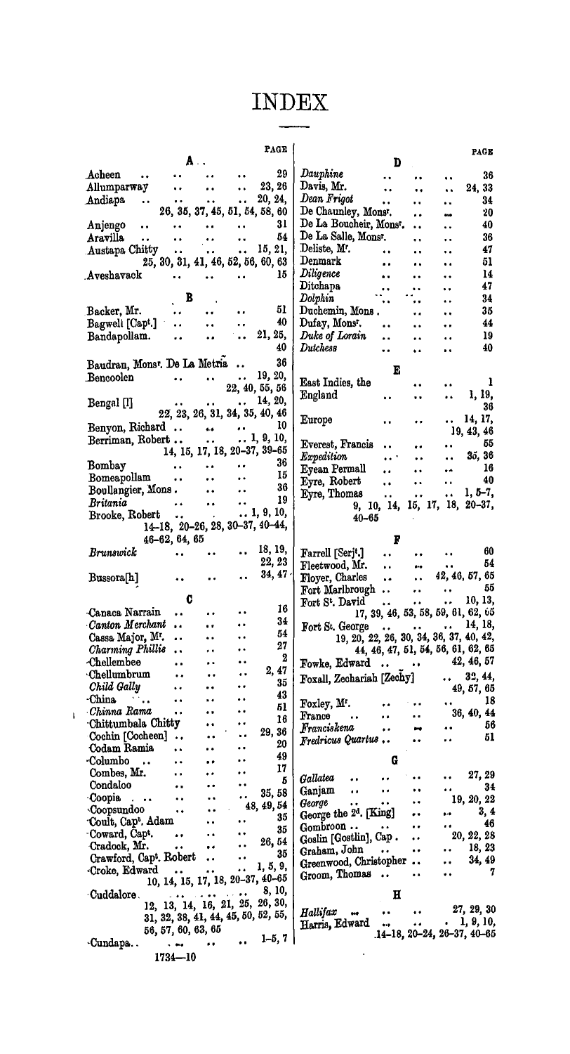# INDEX

**PAGE**

**A**

Acheen .. .. .. .. 29
Allumparway .. .. .. 23, 26
Andiapa .. .. .. .. 20, 24, 26, 35, 37, 45, 51, 54, 58, 60
Anjengo .. .. .. .. 31
Aravilla .. .. .. .. 54
Austapa Chitty .. .. .. 15, 21, 25, 30, 31, 41, 46, 52, 56, 60, 63
Aveshavack .. .. .. .. 15

**B**

Backer, Mr. .. .. .. 51
Bagwell [Capt.] .. .. .. 40
Bandapollam. .. .. .. 21, 25, 40
Baudran, Monsr. De La Metriã .. 36
Bencoolen .. .. .. 19, 20, 22, 40, 55, 56
Bengal [l] .. .. .. 14, 20, 22, 23, 26, 31, 34, 35, 40, 46
Benyon, Richard .. .. .. 10
Berriman, Robert .. .. .. 1, 9, 10, 14, 15, 17, 18, 20–37, 39–65
Bombay .. .. .. .. 36
Bomeapollam .. .. .. 15
Boullangier, Mons. .. .. .. 36
*Britania* .. .. .. .. 19
Brooke, Robert .. .. .. 1, 9, 10, 14–18, 20–26, 28, 30–37, 40–44, 46–62, 64, 65
*Brunswick* .. .. .. 18, 19, 22, 23
Bussora[h] .. .. .. 34, 47

**C**

Canaca Narrain .. .. .. 16
*Canton Merchant* .. .. .. 34
Cassa Major, Mr. .. .. .. 54
*Charming Phillis* .. .. .. 27
Chellembee .. .. .. 2
Chellumbrum .. .. .. 2, 47
*Child Gally* .. .. .. 35
China .. .. .. .. 43
*Chinna Rama* .. .. .. 51
Chittumbala Chitty .. .. .. 16
Cochin [Cocheen] .. .. .. 29, 36
Codam Ramia .. .. .. 20
Columbo .. .. .. .. 49
Combes, Mr. .. .. .. 17
Condaloo .. .. .. .. 5
Coopia .. .. .. .. 35, 58
Coopsundoo .. .. .. 48, 49, 54
Coult, Capt. Adam .. .. .. 35
Coward, Capt. .. .. .. 35
Cradock, Mr. .. .. .. 26, 54
Crawford, Capt. Robert .. .. 35
Croke, Edward .. .. .. 1, 5, 9, 10, 14, 15, 17, 18, 20–37, 40–65
Cuddalore .. .. .. .. 8, 10, 12, 13, 14, 16, 21, 25, 26, 30, 31, 32, 38, 41, 44, 45, 50, 52, 55, 56, 57, 60, 63, 65
Cundapa.. .. .. .. 1–5, 7

**D**

*Dauphine* .. .. .. .. 36
Davis, Mr. .. .. .. 24, 33
*Dean Frigot* .. .. .. 34
De Chaunley, Monsr. .. .. 20
De La Boucheir, Monsr. .. .. 40
De La Salle, Monsr. .. .. .. 36
Deliste, Mr. .. .. .. 47
Denmark .. .. .. .. 51
*Diligence* .. .. .. .. 14
Ditchapa .. .. .. .. 47
*Dolphin* .. .. .. .. 34
Duchemin, Mons. .. .. .. 35
Dufay, Monsr. .. .. .. 44
*Duke of Lorain* .. .. .. 19
*Dutchess* .. .. .. .. 40

**E**

East Indies, the .. .. .. 1
England .. .. .. .. 1, 19, 36
Europe .. .. .. .. 14, 17, 19, 43, 46
Everest, Francis .. .. .. 55
*Expedition* .. .. .. 35, 36
Eyean Permall .. .. .. 16
Eyre, Robert .. .. .. 40
Eyre, Thomas .. .. .. 1, 5–7, 9, 10, 14, 15, 17, 18, 20–37, 40–65

**F**

Farrell [Serjt.] .. .. .. 60
Fleetwood, Mr. .. .. .. 54
Floyer, Charles .. .. 42, 46, 57, 65
Fort Marlbrough .. .. .. 55
Fort St. David .. .. .. 10, 13, 17, 39, 46, 53, 58, 59, 61, 62, 65
Fort St. George .. .. .. 14, 18, 19, 20, 22, 26, 30, 34, 36, 37, 40, 42, 44, 46, 47, 51, 54, 56, 61, 62, 65
Fowke, Edward .. .. .. 42, 46, 57
Foxall, Zechariah [Zechy] .. .. 32, 44, 49, 57, 65
Foxley, Mr. .. .. .. 18
France .. .. .. .. 36, 40, 44
*Franciskena* .. .. .. 56
*Fredricus Quartus* .. .. .. 51

**G**

*Gallatea* .. .. .. .. 27, 29
Ganjam .. .. .. .. 34
*George* .. .. .. .. 19, 20, 22
George the 2d. [King] .. .. .. 3, 4
Gombroon .. .. .. .. 46
Goslin [Gostlin], Cap. .. .. 20, 22, 28
Graham, John .. .. .. 18, 23
Greenwood, Christopher .. .. 34, 49
Groom, Thomas .. .. .. 7

**H**

*Hallifax* .. .. .. .. 27, 29, 30
Harris, Edward .. .. .. 1, 9, 10, 14–18, 20–24, 26–37, 40–65

1734—10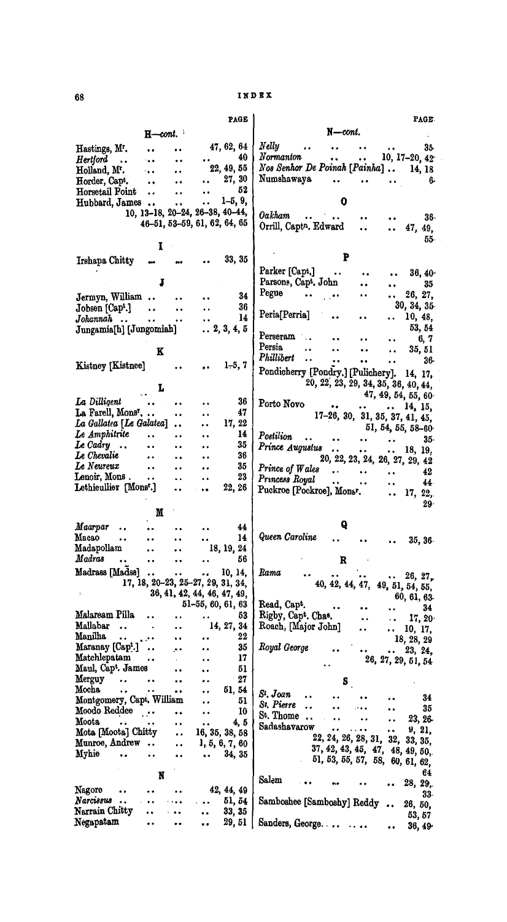# INDEX

PAGE

**H—cont.**

Hastings, Mr. .. .. 47, 62, 64
*Hertford* .. .. .. .. 40
Holland, Mr. .. .. 22, 49, 55
Horder, Capt. .. .. .. 27, 30
Horsetail Point .. .. .. 52
Hubbard, James .. .. .. 1–5, 9, 10, 13–18, 20–24, 26–38, 40–44, 46–51, 53–59, 61, 62, 64, 65

**I**

Irshapa Chitty .. .. .. 33, 35

**J**

Jermyn, William .. .. .. 34
Jobsen [Capt.] .. .. .. 36
*Johannah* .. .. .. .. 14
Jungamia[h] [Jungomiah] .. 2, 3, 4, 5

**K**

Kistney [Kistnee] .. .. 1–5, 7

**L**

*La Dilligent* .. .. .. 36
La Farell, Monsr. .. .. .. 47
*La Gallatea* [*Le Galatea*] .. .. 17, 22
*Le Amphitrite* .. .. .. 14
*Le Cadry* .. .. .. .. 35
*Le Chevalie* .. .. .. 36
*Le Neureux* .. .. .. 35
Lenoir, Mons. .. .. .. 23
Lethieullier [Monsr.] .. .. 22, 26

**M**

*Maarpar* .. .. .. .. 44
Macao .. .. .. .. 14
Madapollam .. .. 18, 19, 24
*Madras* .. .. .. .. 56
Madrass [Madss] .. .. .. 10, 14, 17, 18, 20–23, 25–27, 29, 31, 34, 36, 41, 42, 44, 46, 47, 49, 51–55, 60, 61, 63
Malaream Pilla .. .. .. 53
Mallabar .. .. .. 14, 27, 34
Manilha .. .. .. .. 22
Maranay [Capt.] .. .. .. 35
Matchlepatam .. .. .. 17
Maul, Capt. James .. .. .. 51
Merguy .. .. .. .. 27
Mocha .. .. .. .. 51, 54
Montgomery, Capt. William .. 51
Moodo Reddee .. .. .. 10
Moota .. .. .. .. 4, 5
Mota [Moota] Chitty .. 16, 35, 38, 58
Munroe, Andrew .. .. 1, 5, 6, 7, 60
Myhie .. .. .. .. 34, 35

**N**

Nagore .. .. .. 42, 44, 49
*Narcissus* .. .. .. .. 51, 54
Narrain Chitty .. .. .. 33, 35
Negapatam .. .. .. 29, 51

**N—cont.**

*Nelly* .. .. .. .. 35
*Normanton* .. .. .. 10, 17–20, 42
*Nos Senhor De Poinah* [*Painha*] .. 14, 18
Numshawaya .. .. .. .. 6

**O**

*Oakham* .. .. .. .. 36
Orrill, Captn. Edward .. .. 47, 49, 55

**P**

Parker [Capt.] .. .. .. 36, 40
Parsons, Capt. John .. .. 35
Pegue .. .. .. .. 26, 27, 30, 34, 35
Peria[Perria] .. .. .. 10, 48, 53, 54
Perseram .. .. .. .. 6, 7
Persia .. .. .. .. 35, 51
*Phillibert* .. .. .. .. 36
Pondicherry [Pondry.] [Pulichery]. 14, 17, 20, 22, 23, 29, 34, 35, 36, 40, 44, 47, 49, 54, 55, 60
Porto Novo .. .. .. 14, 15, 17–26, 30, 31, 35, 37, 41, 45, 51, 54, 55, 58–60
*Postilion* .. .. .. .. 35
*Prince Augustus* .. .. .. 18, 19, 20, 22, 23, 24, 26, 27, 29, 42
*Prince of Wales* .. .. .. 42
*Princess Royal* .. .. .. 44
Puckroe [Pockroe], Monsr. .. .. 17, 22, 29

**Q**

*Queen Caroline* .. .. .. 35, 36

**R**

*Rama* .. .. .. .. 26, 27, 40, 42, 44, 47, 49, 51, 54, 55, 60, 61, 63
Read, Capt. .. .. .. 34
Rigby, Capt. Chas. .. .. .. 17, 20
Roach, [Major John] .. .. 10, 17, 18, 28, 29
*Royal George* .. .. .. 23, 24, 26, 27, 29, 51, 54

**S**

*St. Joan* .. .. .. .. 34
*St. Pierre* .. .. .. .. 35
St. Thome .. .. .. .. 23, 26
Sadashavarow .. .. .. 9, 21, 22, 24, 26, 28, 31, 32, 33, 35, 37, 42, 43, 45, 47, 48, 49, 50, 51, 53, 55, 57, 58, 60, 61, 62, 64
Salem .. .. .. .. 28, 29, 33
Samboshee [Samboshy] Reddy .. 26, 50, 53, 57
Sanders, George.. .. .. 36, 49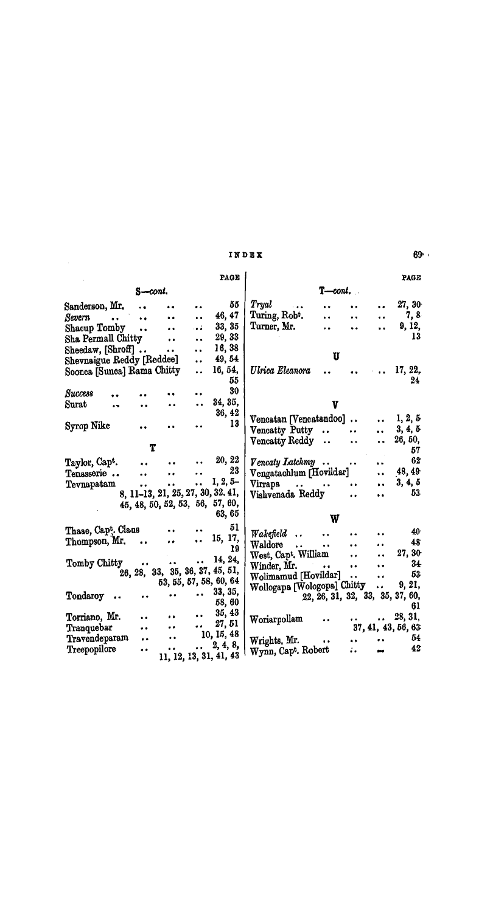# INDEX

**S—cont.**

- Sanderson, Mr. .. .. .. 55
- *Severn* .. .. .. .. 46, 47
- Shaoup Tomby .. .. .. 33, 35
- Sha Permall Chitty .. .. 29, 33
- Sheedaw, [Shroff] .. .. .. 16, 38
- Shevnaigue Reddy [Reddee] .. 49, 54
- Soonca [Sunca] Rama Chitty .. 16, 54, 55
- *Success* .. .. .. .. 30
- Surat .. .. .. .. 34, 35, 36, 42
- Syrop Nike .. .. .. 13

**T**

- Taylor, Capt. .. .. .. 20, 22
- Tenasserie .. .. .. .. 23
- Tevnapatam .. .. .. 1, 2, 5–8, 11–13, 21, 25, 27, 30, 32, 41, 45, 48, 50, 52, 53, 56, 57, 60, 63, 65
- Thaae, Capt. Claus .. .. 51
- Thompson, Mr. .. .. .. 15, 17, 19
- Tomby Chitty .. .. .. 14, 24, 26, 28, 33, 35, 36, 37, 45, 51, 53, 55, 57, 58, 60, 64
- Tondaroy .. .. .. .. 33, 35, 58, 60
- Torriano, Mr. .. .. .. 35, 43
- Tranquebar .. .. .. 27, 51
- Travendeparam .. .. 10, 15, 48
- Treepopilore .. .. .. 2, 4, 8, 11, 12, 13, 31, 41, 43

**T—cont.**

- *Tryal* .. .. .. .. 27, 30
- Turing, Robt. .. .. .. 7, 8
- Turner, Mr. .. .. .. 9, 12, 13

**U**

- *Ulrica Eleanora* .. .. .. 17, 22, 24

**V**

- Vencatan [Vencatandoo] .. .. 1, 2, 5
- Vencatty Putty .. .. .. 3, 4, 5
- Vencatty Reddy .. .. .. 26, 50, 57
- *Vencaty Latchmy* .. .. .. 62
- Vengatachlum [Hovildar] .. 48, 49
- Virrapa .. .. .. .. 3, 4, 5
- Vishvenada Reddy .. .. 53

**W**

- *Wakefield* .. .. .. .. 40
- Waldore .. .. .. .. 48
- West, Capt. William .. .. 27, 30
- Winder, Mr. .. .. .. 34
- Wolimamud [Hovildar] .. .. 53
- Wollogapa [Wologopa] Chitty .. 9, 21, 22, 26, 31, 32, 33, 35, 37, 60, 61
- Woriarpollam .. .. .. 28, 31, 37, 41, 43, 56, 63
- Wrights, Mr. .. .. .. 54
- Wynn, Capt. Robert .. .. 42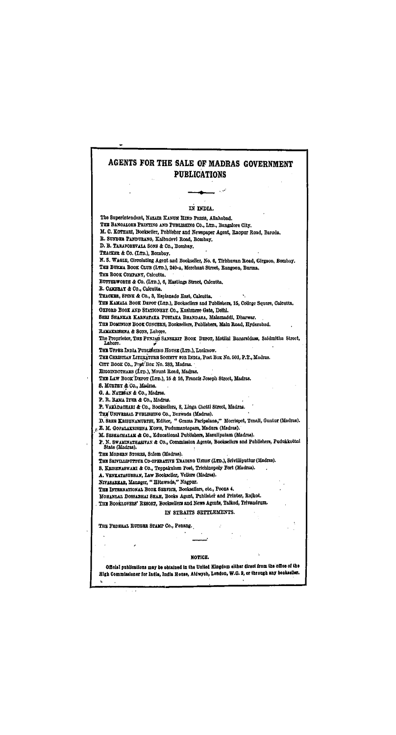# AGENTS FOR THE SALE OF MADRAS GOVERNMENT PUBLICATIONS

## IN INDIA.

The Superintendent, Nazair Kanun Hind Press, Allahabad.
The Bangalore Printing and Publishing Co., Ltd., Bangalore City.
M. C. Kothari, Bookseller, Publisher and Newspaper Agent, Raopur Road, Baroda.
R. Sunder Pandurang, Kalbadevi Road, Bombay.
D. B. Taraporevala Sons & Co., Bombay.
Thacker & Co. (Ltd.), Bombay.
N. S. Wagle, Circulating Agent and Bookseller, No. 6, Tribhuvan Road, Girgaon, Bombay.
The Burma Book Club (Ltd.), 240-A, Merchant Street, Rangoon, Burma.
The Book Company, Calcutta.
Butterworth & Co. (Ltd.), 6, Hastings Street, Calcutta.
R. Cambray & Co., Calcutta.
Thacker, Spink & Co., 3, Esplanade East, Calcutta.
The Kamala Book Depot (Ltd.), Booksellers and Publishers, 15, College Square, Calcutta.
Oxford Book and Stationery Co., Kashmere Gate, Delhi.
Shri Shankar Karnataka Pustaka Bhandara, Malamaddi, Dharwar.
The Dominion Book Concern, Booksellers, Publishers, Main Road, Hyderabad.
Ramakrishna & Sons, Lahore.
The Proprietor, The Punjab Sanskrit Book Depot, Motilal Banarsidass, Saidmitha Street, Lahore.
The Upper India Publishing House (Ltd.), Lucknow.
The Christian Literature Society for India, Post Box No. 501, P.T., Madras.
City Book Co., Post Box No. 283, Madras.
Higginbothams (Ltd.), Mount Road, Madras.
The Law Book Depot (Ltd.), 15 & 16, Francis Joseph Street, Madras.
S. Murthy & Co., Madras.
G. A. Natesan & Co., Madras.
P. R. Rama Iyer & Co., Madras.
P. Varadachari & Co., Booksellers, 8, Linga Chetti Street, Madras.
The Universal Publishing Co., Bezwada (Madras).
D. Sree Krishnamurthi, Editor, "Grama Paripalana," Morrispet, Tenali, Guntur (Madras).
E. M. Gopalakrishna Kone, Pudumantopam, Madura (Madras).
M. Seshachalam & Co., Educational Publishers, Masulipatam (Madras).
P. N. Swaminathasivan & Co., Commission Agents, Booksellers and Publishers, Pudukkottai State (Madras).
The Modern Stores, Salem (Madras).
The Srivilliputtur Co-operative Trading Union (Ltd.), Srivilliputtur (Madras).
S. Krishnaswami & Co., Teppakulam Post, Trichinopoly Fort (Madras).
A. Venkatasubban, Law Bookseller, Vellore (Madras).
Nivasarkar, Manager, "Hitawada," Nagpur.
The International Book Service, Booksellers, etc., Poona 4.
Mohanlal Dossabhai Shah, Books Agent, Publisher and Printer, Rajkot.
The Booklovers' Resort, Booksellers and News Agents, Taikad, Trivandrum.

## IN STRAITS SETTLEMENTS.

The Federal Rubber Stamp Co., Penang.

---

### NOTICE.

**Official publications may be obtained in the United Kingdom either direct from the office of the High Commissioner for India, India House, Aldwych, London, W.C. 2, or through any bookseller.**